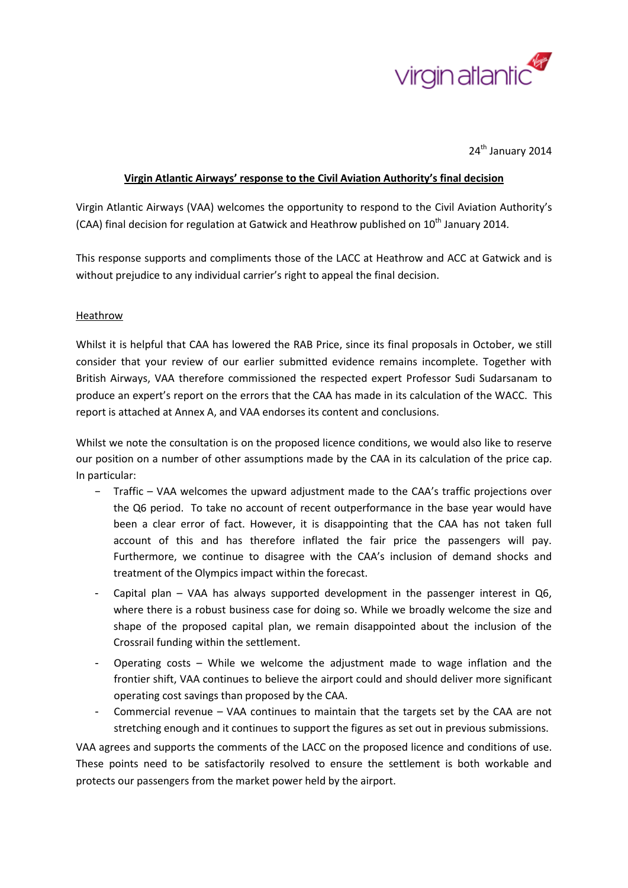virgin atlantic

24th January 2014

**Virgin Atlantic Airways' response to the Civil Aviation Authority's final decision**

Virgin Atlantic Airways (VAA) welcomes the opportunity to respond to the Civil Aviation Authority's (CAA) final decision for regulation at Gatwick and Heathrow published on 10th January 2014.

This response supports and compliments those of the LACC at Heathrow and ACC at Gatwick and is without prejudice to any individual carrier's right to appeal the final decision.

## Heathrow

Whilst it is helpful that CAA has lowered the RAB Price, since its final proposals in October, we still consider that your review of our earlier submitted evidence remains incomplete. Together with British Airways, VAA therefore commissioned the respected expert Professor Sudi Sudarsanam to produce an expert's report on the errors that the CAA has made in its calculation of the WACC. This report is attached at Annex A, and VAA endorses its content and conclusions.

Whilst we note the consultation is on the proposed licence conditions, we would also like to reserve our position on a number of other assumptions made by the CAA in its calculation of the price cap. In particular:

- Traffic – VAA welcomes the upward adjustment made to the CAA's traffic projections over the Q6 period. To take no account of recent outperformance in the base year would have been a clear error of fact. However, it is disappointing that the CAA has not taken full account of this and has therefore inflated the fair price the passengers will pay. Furthermore, we continue to disagree with the CAA's inclusion of demand shocks and treatment of the Olympics impact within the forecast.
- Capital plan – VAA has always supported development in the passenger interest in Q6, where there is a robust business case for doing so. While we broadly welcome the size and shape of the proposed capital plan, we remain disappointed about the inclusion of the Crossrail funding within the settlement.
- Operating costs – While we welcome the adjustment made to wage inflation and the frontier shift, VAA continues to believe the airport could and should deliver more significant operating cost savings than proposed by the CAA.
- Commercial revenue – VAA continues to maintain that the targets set by the CAA are not stretching enough and it continues to support the figures as set out in previous submissions.

VAA agrees and supports the comments of the LACC on the proposed licence and conditions of use. These points need to be satisfactorily resolved to ensure the settlement is both workable and protects our passengers from the market power held by the airport.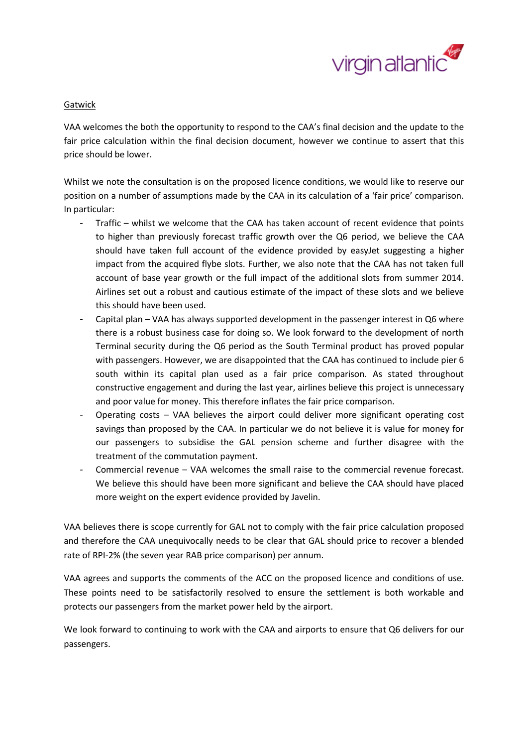Gatwick

VAA welcomes the both the opportunity to respond to the CAA's final decision and the update to the fair price calculation within the final decision document, however we continue to assert that this price should be lower.

Whilst we note the consultation is on the proposed licence conditions, we would like to reserve our position on a number of assumptions made by the CAA in its calculation of a 'fair price' comparison. In particular:

- Traffic – whilst we welcome that the CAA has taken account of recent evidence that points to higher than previously forecast traffic growth over the Q6 period, we believe the CAA should have taken full account of the evidence provided by easyJet suggesting a higher impact from the acquired flybe slots. Further, we also note that the CAA has not taken full account of base year growth or the full impact of the additional slots from summer 2014. Airlines set out a robust and cautious estimate of the impact of these slots and we believe this should have been used.
- Capital plan – VAA has always supported development in the passenger interest in Q6 where there is a robust business case for doing so. We look forward to the development of north Terminal security during the Q6 period as the South Terminal product has proved popular with passengers. However, we are disappointed that the CAA has continued to include pier 6 south within its capital plan used as a fair price comparison. As stated throughout constructive engagement and during the last year, airlines believe this project is unnecessary and poor value for money. This therefore inflates the fair price comparison.
- Operating costs – VAA believes the airport could deliver more significant operating cost savings than proposed by the CAA. In particular we do not believe it is value for money for our passengers to subsidise the GAL pension scheme and further disagree with the treatment of the commutation payment.
- Commercial revenue – VAA welcomes the small raise to the commercial revenue forecast. We believe this should have been more significant and believe the CAA should have placed more weight on the expert evidence provided by Javelin.

VAA believes there is scope currently for GAL not to comply with the fair price calculation proposed and therefore the CAA unequivocally needs to be clear that GAL should price to recover a blended rate of RPI-2% (the seven year RAB price comparison) per annum.

VAA agrees and supports the comments of the ACC on the proposed licence and conditions of use. These points need to be satisfactorily resolved to ensure the settlement is both workable and protects our passengers from the market power held by the airport.

We look forward to continuing to work with the CAA and airports to ensure that Q6 delivers for our passengers.